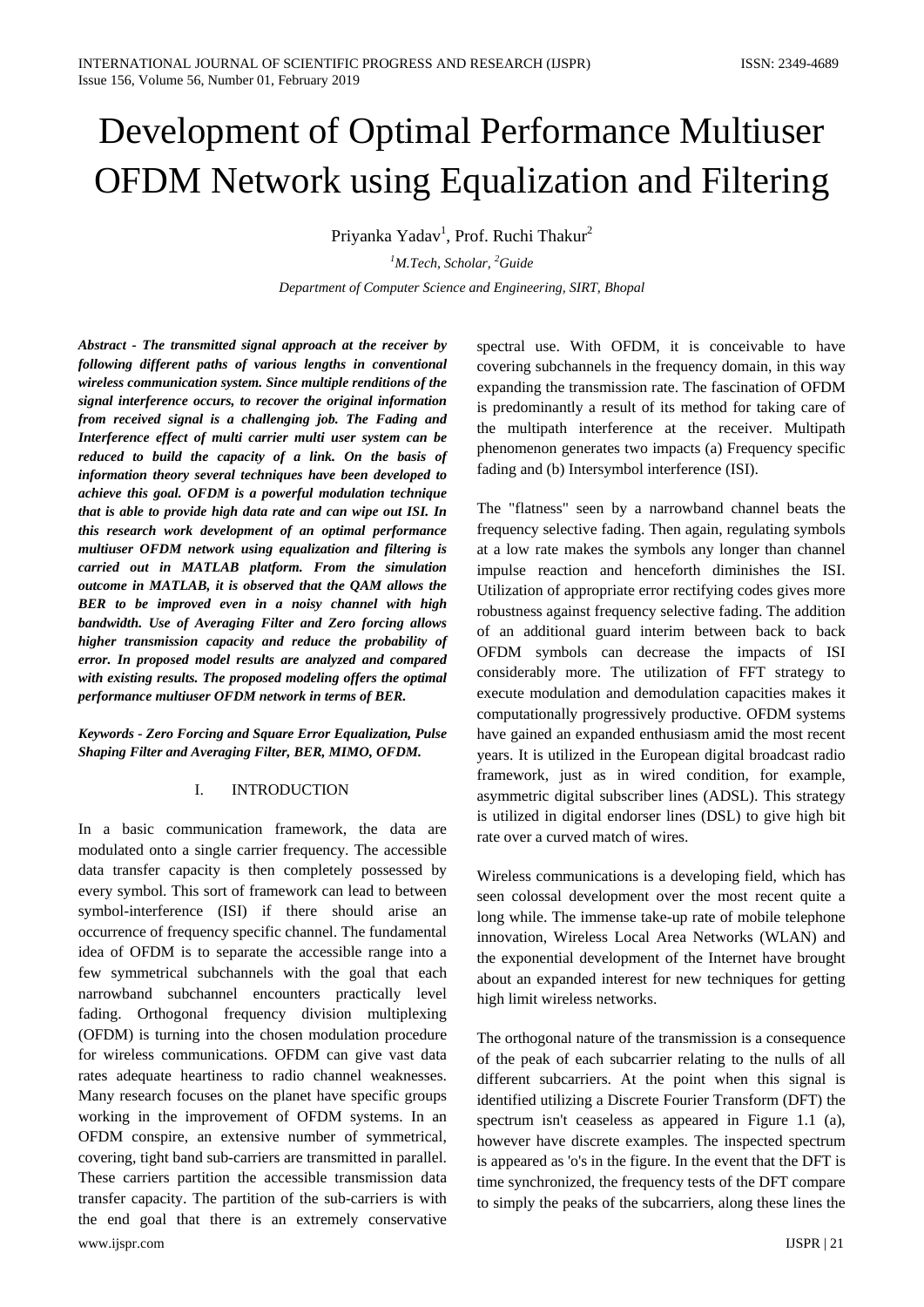# Development of Optimal Performance Multiuser OFDM Network using Equalization and Filtering

Priyanka Yadav[1], Prof. Ruchi Thakur[2]

[1]*M.Tech, Scholar,* [2]*Guide*

*Department of Computer Science and Engineering, SIRT, Bhopal*

***Abstract - The transmitted signal approach at the receiver by following different paths of various lengths in conventional wireless communication system. Since multiple renditions of the signal interference occurs, to recover the original information from received signal is a challenging job. The Fading and Interference effect of multi carrier multi user system can be reduced to build the capacity of a link. On the basis of information theory several techniques have been developed to achieve this goal. OFDM is a powerful modulation technique that is able to provide high data rate and can wipe out ISI. In this research work development of an optimal performance multiuser OFDM network using equalization and filtering is carried out in MATLAB platform. From the simulation outcome in MATLAB, it is observed that the QAM allows the BER to be improved even in a noisy channel with high bandwidth. Use of Averaging Filter and Zero forcing allows higher transmission capacity and reduce the probability of error. In proposed model results are analyzed and compared with existing results. The proposed modeling offers the optimal performance multiuser OFDM network in terms of BER.***

***Keywords - Zero Forcing and Square Error Equalization, Pulse Shaping Filter and Averaging Filter, BER, MIMO, OFDM.***

## I. INTRODUCTION

In a basic communication framework, the data are modulated onto a single carrier frequency. The accessible data transfer capacity is then completely possessed by every symbol. This sort of framework can lead to between symbol-interference (ISI) if there should arise an occurrence of frequency specific channel. The fundamental idea of OFDM is to separate the accessible range into a few symmetrical subchannels with the goal that each narrowband subchannel encounters practically level fading. Orthogonal frequency division multiplexing (OFDM) is turning into the chosen modulation procedure for wireless communications. OFDM can give vast data rates adequate heartiness to radio channel weaknesses. Many research focuses on the planet have specific groups working in the improvement of OFDM systems. In an OFDM conspire, an extensive number of symmetrical, covering, tight band sub-carriers are transmitted in parallel. These carriers partition the accessible transmission data transfer capacity. The partition of the sub-carriers is with the end goal that there is an extremely conservative spectral use. With OFDM, it is conceivable to have covering subchannels in the frequency domain, in this way expanding the transmission rate. The fascination of OFDM is predominantly a result of its method for taking care of the multipath interference at the receiver. Multipath phenomenon generates two impacts (a) Frequency specific fading and (b) Intersymbol interference (ISI).

The "flatness" seen by a narrowband channel beats the frequency selective fading. Then again, regulating symbols at a low rate makes the symbols any longer than channel impulse reaction and henceforth diminishes the ISI. Utilization of appropriate error rectifying codes gives more robustness against frequency selective fading. The addition of an additional guard interim between back to back OFDM symbols can decrease the impacts of ISI considerably more. The utilization of FFT strategy to execute modulation and demodulation capacities makes it computationally progressively productive. OFDM systems have gained an expanded enthusiasm amid the most recent years. It is utilized in the European digital broadcast radio framework, just as in wired condition, for example, asymmetric digital subscriber lines (ADSL). This strategy is utilized in digital endorser lines (DSL) to give high bit rate over a curved match of wires.

Wireless communications is a developing field, which has seen colossal development over the most recent quite a long while. The immense take-up rate of mobile telephone innovation, Wireless Local Area Networks (WLAN) and the exponential development of the Internet have brought about an expanded interest for new techniques for getting high limit wireless networks.

The orthogonal nature of the transmission is a consequence of the peak of each subcarrier relating to the nulls of all different subcarriers. At the point when this signal is identified utilizing a Discrete Fourier Transform (DFT) the spectrum isn't ceaseless as appeared in Figure 1.1 (a), however have discrete examples. The inspected spectrum is appeared as 'o's in the figure. In the event that the DFT is time synchronized, the frequency tests of the DFT compare to simply the peaks of the subcarriers, along these lines the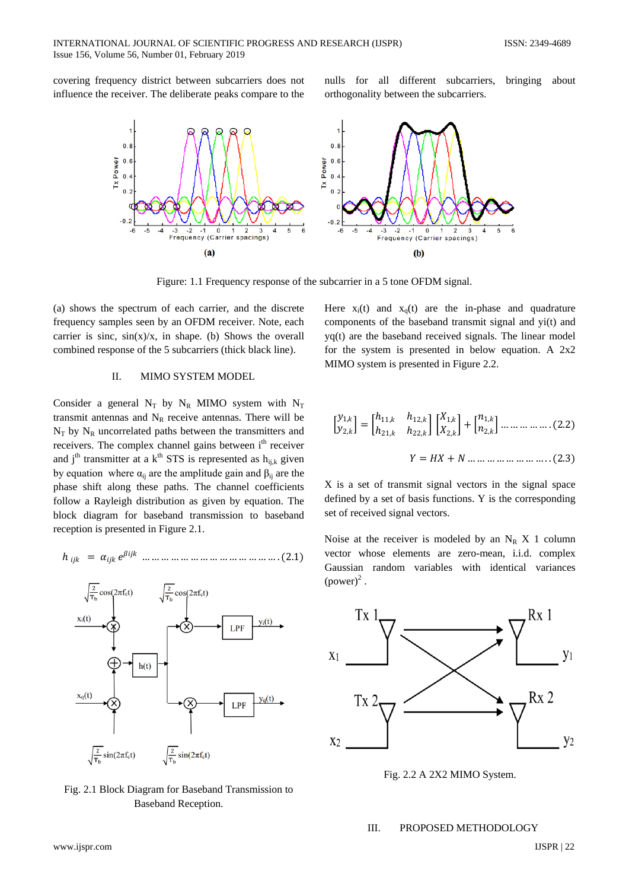covering frequency district between subcarriers does not influence the receiver. The deliberate peaks compare to the nulls for all different subcarriers, bringing about orthogonality between the subcarriers.

Figure: 1.1 Frequency response of the subcarrier in a 5 tone OFDM signal.

(a) shows the spectrum of each carrier, and the discrete frequency samples seen by an OFDM receiver. Note, each carrier is sinc, sin(x)/x, in shape. (b) Shows the overall combined response of the 5 subcarriers (thick black line).

## II. MIMO SYSTEM MODEL

Consider a general $N_T$ by $N_R$ MIMO system with $N_T$ transmit antennas and $N_R$ receive antennas. There will be $N_T$ by $N_R$ uncorrelated paths between the transmitters and receivers. The complex channel gains between $i^{th}$ receiver and $j^{th}$ transmitter at a $k^{th}$ STS is represented as $h_{ij,k}$ given by equation where $\alpha_{ij}$ are the amplitude gain and $\beta_{ij}$ are the phase shift along these paths. The channel coefficients follow a Rayleigh distribution as given by equation. The block diagram for baseband transmission to baseband reception is presented in Figure 2.1.

$$h_{ijk} = \alpha_{ijk}\, e^{\beta ijk} \quad \ldots\ldots\ldots\ldots\ldots\ldots\ldots\ldots\ldots (2.1)$$

Fig. 2.1 Block Diagram for Baseband Transmission to Baseband Reception.

Here $x_i(t)$ and $x_q(t)$ are the in-phase and quadrature components of the baseband transmit signal and yi(t) and yq(t) are the baseband received signals. The linear model for the system is presented in below equation. A 2x2 MIMO system is presented in Figure 2.2.

$$\begin{bmatrix} y_{1,k} \\ y_{2,k} \end{bmatrix} = \begin{bmatrix} h_{11,k} & h_{12,k} \\ h_{21,k} & h_{22,k} \end{bmatrix} \begin{bmatrix} X_{1,k} \\ X_{2,k} \end{bmatrix} + \begin{bmatrix} n_{1,k} \\ n_{2,k} \end{bmatrix} \ldots\ldots\ldots\ldots (2.2)$$

$$Y = HX + N \ldots\ldots\ldots\ldots\ldots\ldots\ldots (2.3)$$

X is a set of transmit signal vectors in the signal space defined by a set of basis functions. Y is the corresponding set of received signal vectors.

Noise at the receiver is modeled by an $N_R$ X 1 column vector whose elements are zero-mean, i.i.d. complex Gaussian random variables with identical variances $(\text{power})^2$ .

Fig. 2.2 A 2X2 MIMO System.

## III. PROPOSED METHODOLOGY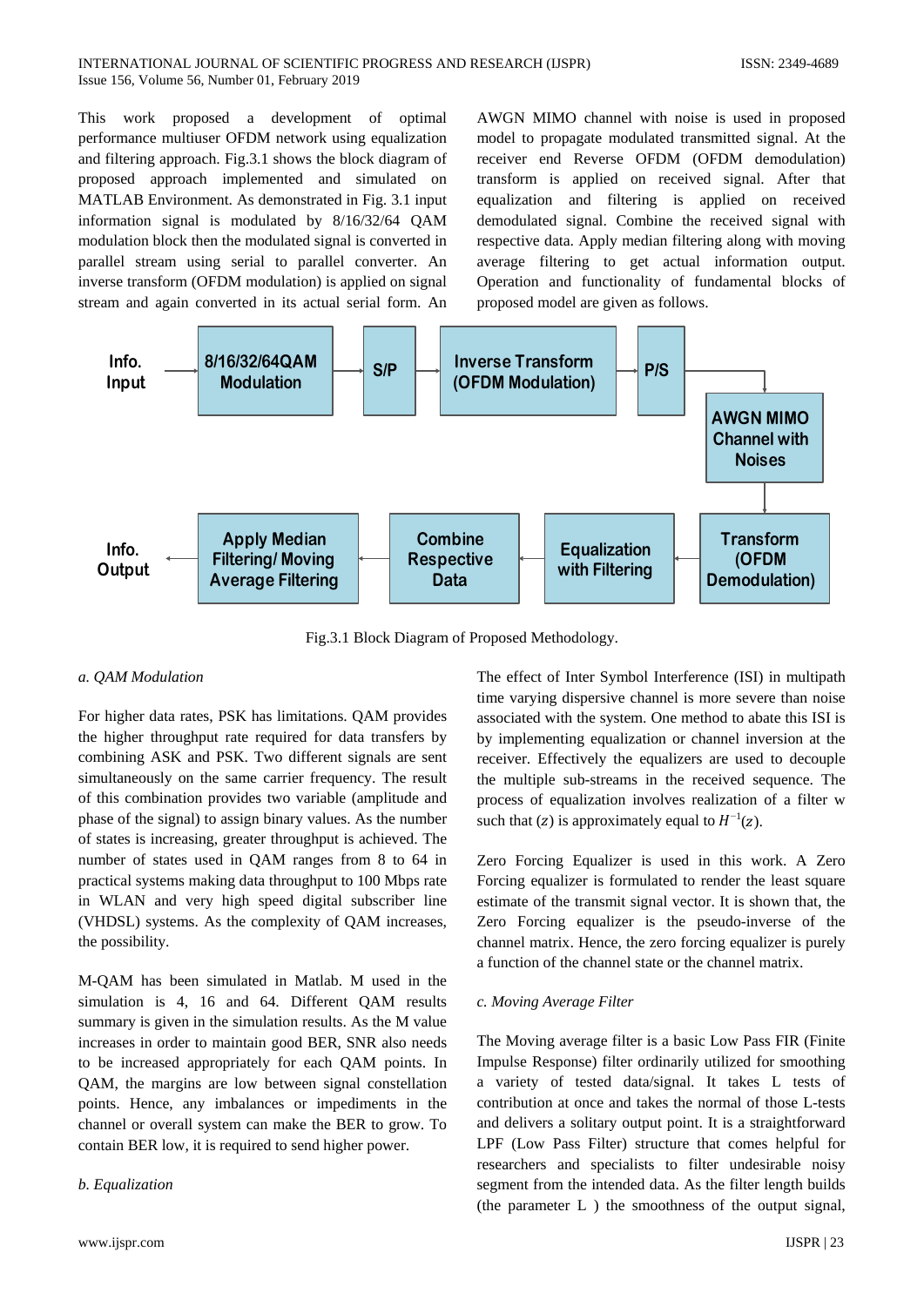This work proposed a development of optimal performance multiuser OFDM network using equalization and filtering approach. Fig.3.1 shows the block diagram of proposed approach implemented and simulated on MATLAB Environment. As demonstrated in Fig. 3.1 input information signal is modulated by 8/16/32/64 QAM modulation block then the modulated signal is converted in parallel stream using serial to parallel converter. An inverse transform (OFDM modulation) is applied on signal stream and again converted in its actual serial form. An AWGN MIMO channel with noise is used in proposed model to propagate modulated transmitted signal. At the receiver end Reverse OFDM (OFDM demodulation) transform is applied on received signal. After that equalization and filtering is applied on received demodulated signal. Combine the received signal with respective data. Apply median filtering along with moving average filtering to get actual information output. Operation and functionality of fundamental blocks of proposed model are given as follows.

Fig.3.1 Block Diagram of Proposed Methodology.

*a. QAM Modulation*

For higher data rates, PSK has limitations. QAM provides the higher throughput rate required for data transfers by combining ASK and PSK. Two different signals are sent simultaneously on the same carrier frequency. The result of this combination provides two variable (amplitude and phase of the signal) to assign binary values. As the number of states is increasing, greater throughput is achieved. The number of states used in QAM ranges from 8 to 64 in practical systems making data throughput to 100 Mbps rate in WLAN and very high speed digital subscriber line (VHDSL) systems. As the complexity of QAM increases, the possibility.

M-QAM has been simulated in Matlab. M used in the simulation is 4, 16 and 64. Different QAM results summary is given in the simulation results. As the M value increases in order to maintain good BER, SNR also needs to be increased appropriately for each QAM points. In QAM, the margins are low between signal constellation points. Hence, any imbalances or impediments in the channel or overall system can make the BER to grow. To contain BER low, it is required to send higher power.

*b. Equalization*

The effect of Inter Symbol Interference (ISI) in multipath time varying dispersive channel is more severe than noise associated with the system. One method to abate this ISI is by implementing equalization or channel inversion at the receiver. Effectively the equalizers are used to decouple the multiple sub-streams in the received sequence. The process of equalization involves realization of a filter w such that $(z)$ is approximately equal to $H^{-1}(z)$.

Zero Forcing Equalizer is used in this work. A Zero Forcing equalizer is formulated to render the least square estimate of the transmit signal vector. It is shown that, the Zero Forcing equalizer is the pseudo-inverse of the channel matrix. Hence, the zero forcing equalizer is purely a function of the channel state or the channel matrix.

*c. Moving Average Filter*

The Moving average filter is a basic Low Pass FIR (Finite Impulse Response) filter ordinarily utilized for smoothing a variety of tested data/signal. It takes L tests of contribution at once and takes the normal of those L-tests and delivers a solitary output point. It is a straightforward LPF (Low Pass Filter) structure that comes helpful for researchers and specialists to filter undesirable noisy segment from the intended data. As the filter length builds (the parameter L ) the smoothness of the output signal,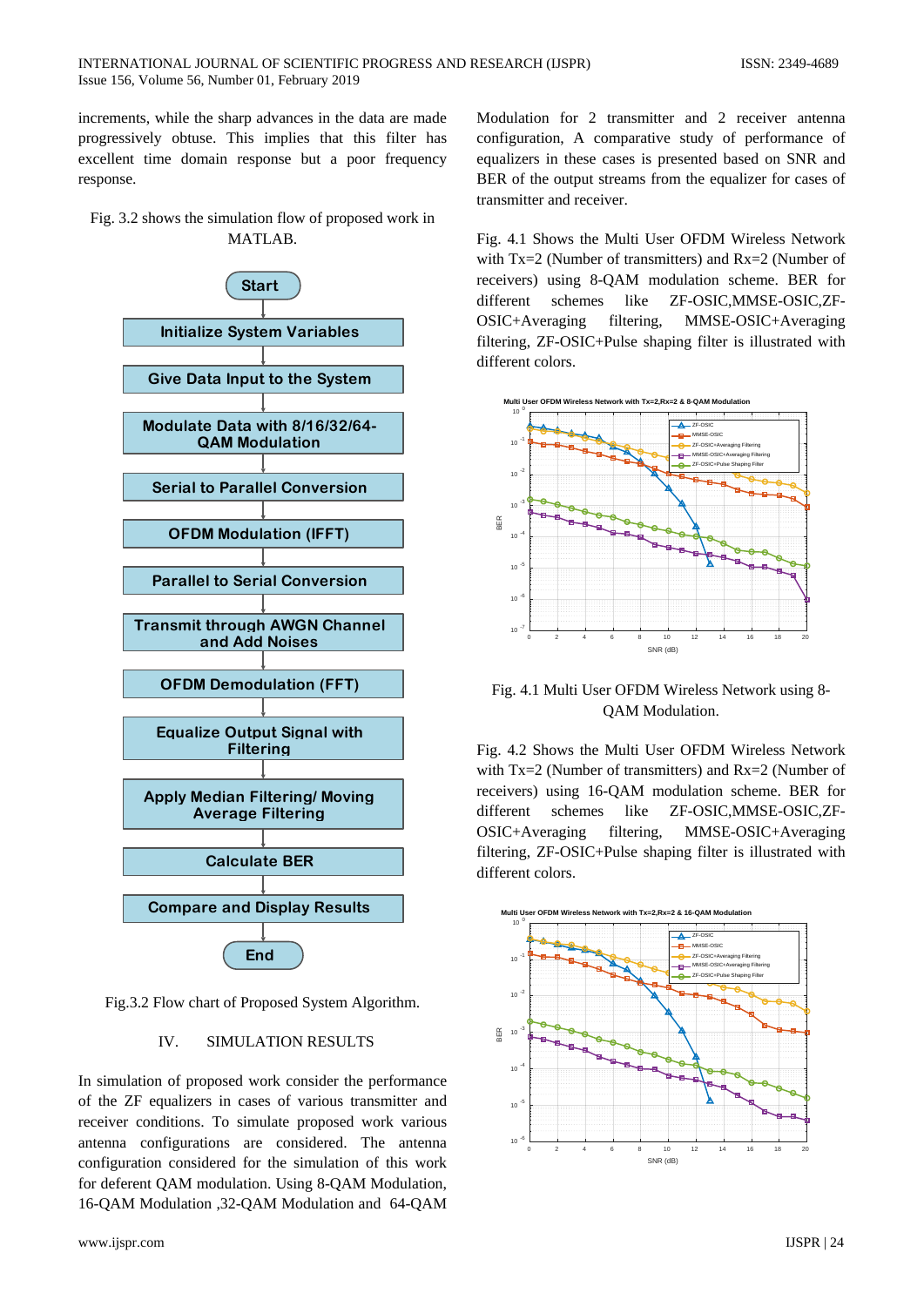increments, while the sharp advances in the data are made progressively obtuse. This implies that this filter has excellent time domain response but a poor frequency response.

Fig. 3.2 shows the simulation flow of proposed work in MATLAB.

Start
Initialize System Variables
Give Data Input to the System
Modulate Data with 8/16/32/64-QAM Modulation
Serial to Parallel Conversion
OFDM Modulation (IFFT)
Parallel to Serial Conversion
Transmit through AWGN Channel and Add Noises
OFDM Demodulation (FFT)
Equalize Output Signal with Filtering
Apply Median Filtering/ Moving Average Filtering
Calculate BER
Compare and Display Results
End

Fig.3.2 Flow chart of Proposed System Algorithm.

## IV. SIMULATION RESULTS

In simulation of proposed work consider the performance of the ZF equalizers in cases of various transmitter and receiver conditions. To simulate proposed work various antenna configurations are considered. The antenna configuration considered for the simulation of this work for deferent QAM modulation. Using 8-QAM Modulation, 16-QAM Modulation ,32-QAM Modulation and 64-QAM Modulation for 2 transmitter and 2 receiver antenna configuration, A comparative study of performance of equalizers in these cases is presented based on SNR and BER of the output streams from the equalizer for cases of transmitter and receiver.

Fig. 4.1 Shows the Multi User OFDM Wireless Network with Tx=2 (Number of transmitters) and Rx=2 (Number of receivers) using 8-QAM modulation scheme. BER for different schemes like ZF-OSIC,MMSE-OSIC,ZF-OSIC+Averaging filtering, MMSE-OSIC+Averaging filtering, ZF-OSIC+Pulse shaping filter is illustrated with different colors.

Fig. 4.1 Multi User OFDM Wireless Network using 8-QAM Modulation.

Fig. 4.2 Shows the Multi User OFDM Wireless Network with Tx=2 (Number of transmitters) and Rx=2 (Number of receivers) using 16-QAM modulation scheme. BER for different schemes like ZF-OSIC,MMSE-OSIC,ZF-OSIC+Averaging filtering, MMSE-OSIC+Averaging filtering, ZF-OSIC+Pulse shaping filter is illustrated with different colors.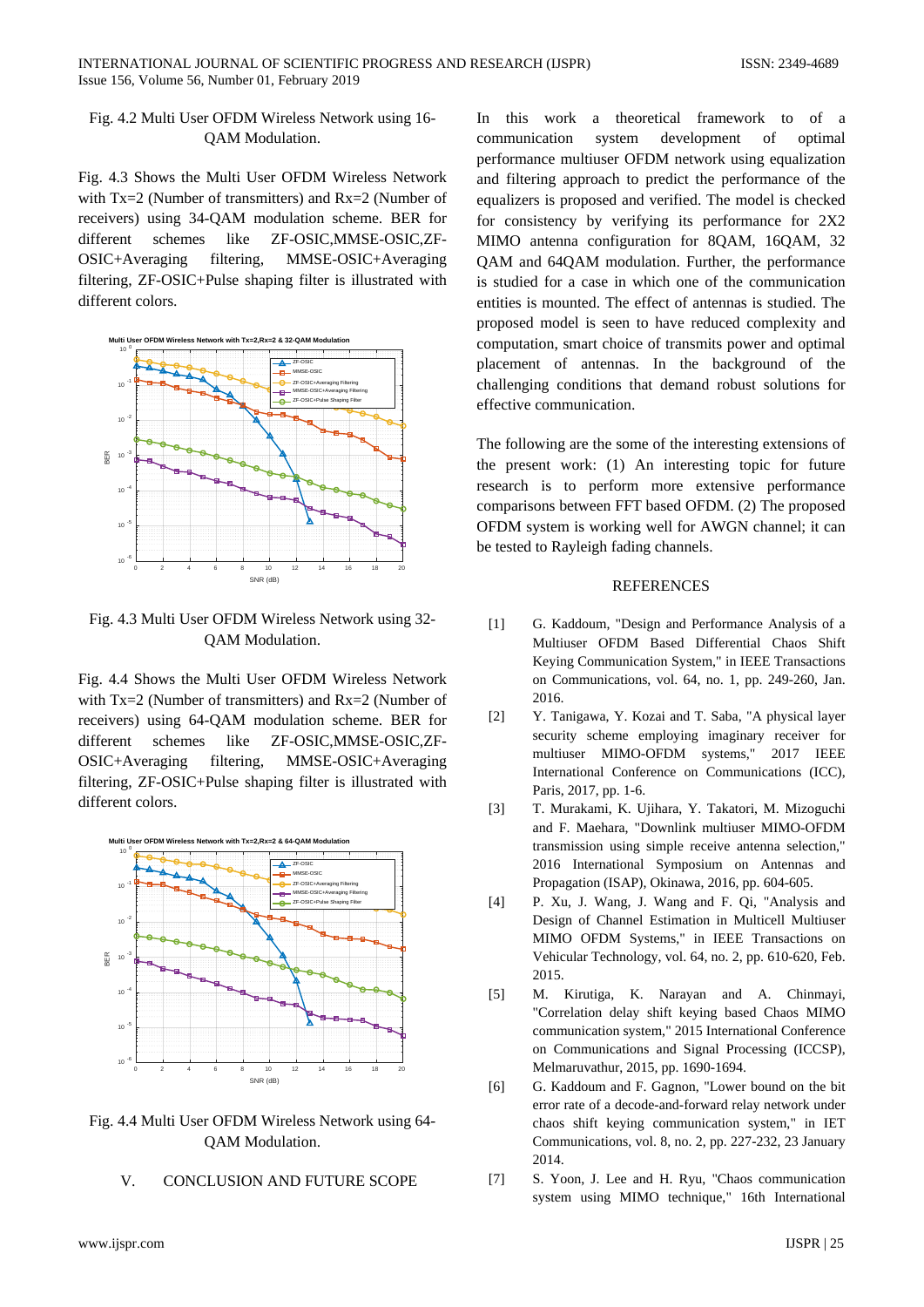Fig. 4.2 Multi User OFDM Wireless Network using 16-QAM Modulation.

Fig. 4.3 Shows the Multi User OFDM Wireless Network with Tx=2 (Number of transmitters) and Rx=2 (Number of receivers) using 34-QAM modulation scheme. BER for different schemes like ZF-OSIC,MMSE-OSIC,ZF-OSIC+Averaging filtering, MMSE-OSIC+Averaging filtering, ZF-OSIC+Pulse shaping filter is illustrated with different colors.

Fig. 4.3 Multi User OFDM Wireless Network using 32-QAM Modulation.

Fig. 4.4 Shows the Multi User OFDM Wireless Network with Tx=2 (Number of transmitters) and Rx=2 (Number of receivers) using 64-QAM modulation scheme. BER for different schemes like ZF-OSIC,MMSE-OSIC,ZF-OSIC+Averaging filtering, MMSE-OSIC+Averaging filtering, ZF-OSIC+Pulse shaping filter is illustrated with different colors.

Fig. 4.4 Multi User OFDM Wireless Network using 64-QAM Modulation.

## V. CONCLUSION AND FUTURE SCOPE

In this work a theoretical framework to of a communication system development of optimal performance multiuser OFDM network using equalization and filtering approach to predict the performance of the equalizers is proposed and verified. The model is checked for consistency by verifying its performance for 2X2 MIMO antenna configuration for 8QAM, 16QAM, 32 QAM and 64QAM modulation. Further, the performance is studied for a case in which one of the communication entities is mounted. The effect of antennas is studied. The proposed model is seen to have reduced complexity and computation, smart choice of transmits power and optimal placement of antennas. In the background of the challenging conditions that demand robust solutions for effective communication.

The following are the some of the interesting extensions of the present work: (1) An interesting topic for future research is to perform more extensive performance comparisons between FFT based OFDM. (2) The proposed OFDM system is working well for AWGN channel; it can be tested to Rayleigh fading channels.

## REFERENCES

[1] G. Kaddoum, "Design and Performance Analysis of a Multiuser OFDM Based Differential Chaos Shift Keying Communication System," in IEEE Transactions on Communications, vol. 64, no. 1, pp. 249-260, Jan. 2016.

[2] Y. Tanigawa, Y. Kozai and T. Saba, "A physical layer security scheme employing imaginary receiver for multiuser MIMO-OFDM systems," 2017 IEEE International Conference on Communications (ICC), Paris, 2017, pp. 1-6.

[3] T. Murakami, K. Ujihara, Y. Takatori, M. Mizoguchi and F. Maehara, "Downlink multiuser MIMO-OFDM transmission using simple receive antenna selection," 2016 International Symposium on Antennas and Propagation (ISAP), Okinawa, 2016, pp. 604-605.

[4] P. Xu, J. Wang, J. Wang and F. Qi, "Analysis and Design of Channel Estimation in Multicell Multiuser MIMO OFDM Systems," in IEEE Transactions on Vehicular Technology, vol. 64, no. 2, pp. 610-620, Feb. 2015.

[5] M. Kirutiga, K. Narayan and A. Chinmayi, "Correlation delay shift keying based Chaos MIMO communication system," 2015 International Conference on Communications and Signal Processing (ICCSP), Melmaruvathur, 2015, pp. 1690-1694.

[6] G. Kaddoum and F. Gagnon, "Lower bound on the bit error rate of a decode-and-forward relay network under chaos shift keying communication system," in IET Communications, vol. 8, no. 2, pp. 227-232, 23 January 2014.

[7] S. Yoon, J. Lee and H. Ryu, "Chaos communication system using MIMO technique," 16th International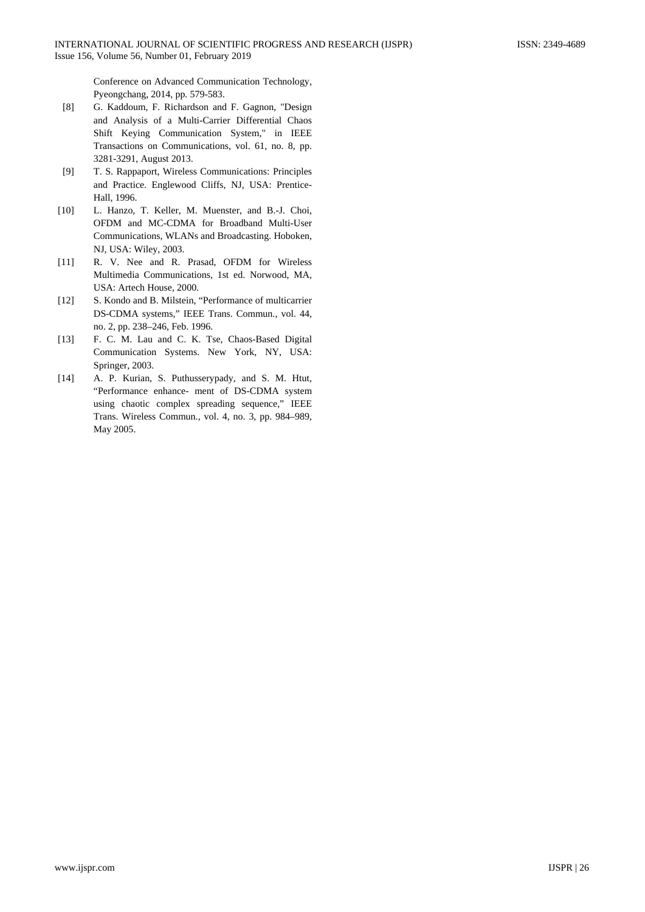Conference on Advanced Communication Technology, Pyeongchang, 2014, pp. 579-583.

[8] G. Kaddoum, F. Richardson and F. Gagnon, "Design and Analysis of a Multi-Carrier Differential Chaos Shift Keying Communication System," in IEEE Transactions on Communications, vol. 61, no. 8, pp. 3281-3291, August 2013.

[9] T. S. Rappaport, Wireless Communications: Principles and Practice. Englewood Cliffs, NJ, USA: Prentice-Hall, 1996.

[10] L. Hanzo, T. Keller, M. Muenster, and B.-J. Choi, OFDM and MC-CDMA for Broadband Multi-User Communications, WLANs and Broadcasting. Hoboken, NJ, USA: Wiley, 2003.

[11] R. V. Nee and R. Prasad, OFDM for Wireless Multimedia Communications, 1st ed. Norwood, MA, USA: Artech House, 2000.

[12] S. Kondo and B. Milstein, "Performance of multicarrier DS-CDMA systems," IEEE Trans. Commun., vol. 44, no. 2, pp. 238–246, Feb. 1996.

[13] F. C. M. Lau and C. K. Tse, Chaos-Based Digital Communication Systems. New York, NY, USA: Springer, 2003.

[14] A. P. Kurian, S. Puthusserypady, and S. M. Htut, "Performance enhance- ment of DS-CDMA system using chaotic complex spreading sequence," IEEE Trans. Wireless Commun., vol. 4, no. 3, pp. 984–989, May 2005.